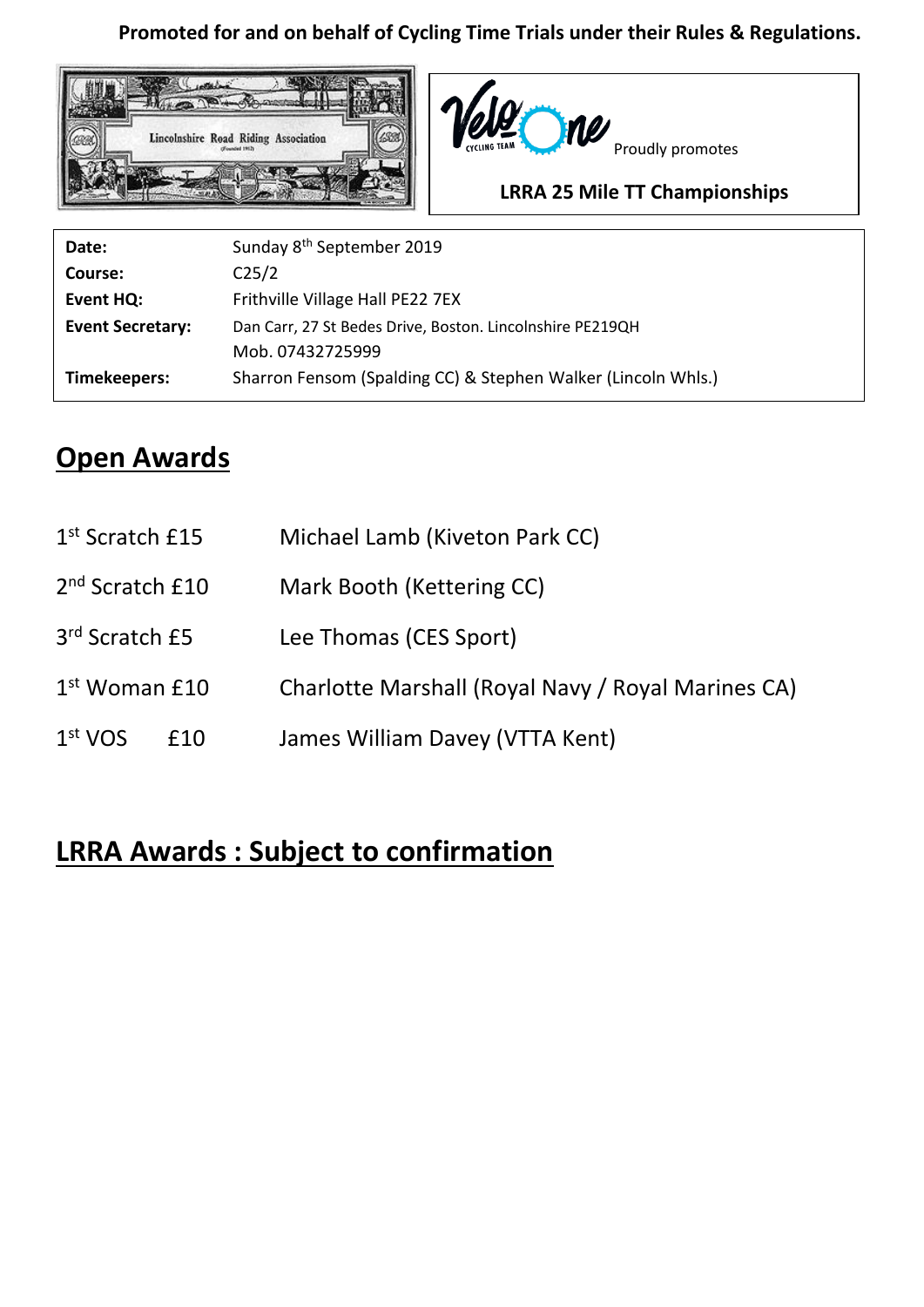**Promoted for and on behalf of Cycling Time Trials under their Rules & Regulations.**

Lincolnshire Road Riding Association

Velo One Cycling Team Proudly promotes

**LRRA 25 Mile TT Championships**

| | |
|---|---|
| **Date:** | Sunday 8th September 2019 |
| **Course:** | C25/2 |
| **Event HQ:** | Frithville Village Hall PE22 7EX |
| **Event Secretary:** | Dan Carr, 27 St Bedes Drive, Boston. Lincolnshire PE219QH<br>Mob. 07432725999 |
| **Timekeepers:** | Sharron Fensom (Spalding CC) & Stephen Walker (Lincoln Whls.) |

## Open Awards

| | |
|---|---|
| 1st Scratch £15 | Michael Lamb (Kiveton Park CC) |
| 2nd Scratch £10 | Mark Booth (Kettering CC) |
| 3rd Scratch £5 | Lee Thomas (CES Sport) |
| 1st Woman £10 | Charlotte Marshall (Royal Navy / Royal Marines CA) |
| 1st VOS £10 | James William Davey (VTTA Kent) |

## LRRA Awards : Subject to confirmation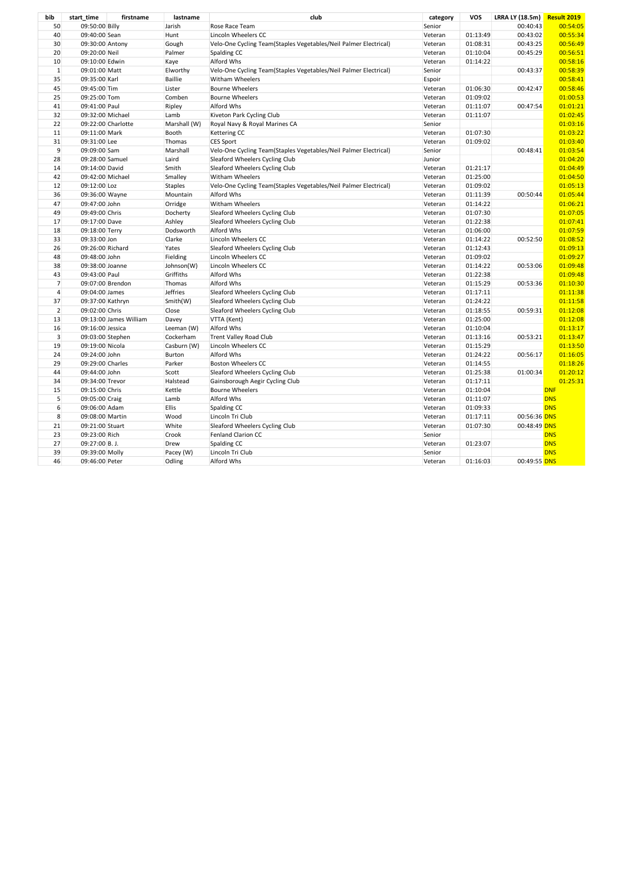| bib | start_time | firstname | lastname | club | category | VOS | LRRA LY (18.5m) | Result 2019 |
|---|---|---|---|---|---|---|---|---|
| 50 | 09:50:00 | Billy | Jarish | Rose Race Team | Senior | | 00:40:43 | 00:54:05 |
| 40 | 09:40:00 | Sean | Hunt | Lincoln Wheelers CC | Veteran | 01:13:49 | 00:43:02 | 00:55:34 |
| 30 | 09:30:00 | Antony | Gough | Velo-One Cycling Team(Staples Vegetables/Neil Palmer Electrical) | Veteran | 01:08:31 | 00:43:25 | 00:56:49 |
| 20 | 09:20:00 | Neil | Palmer | Spalding CC | Veteran | 01:10:04 | 00:45:29 | 00:56:51 |
| 10 | 09:10:00 | Edwin | Kaye | Alford Whs | Veteran | 01:14:22 | | 00:58:16 |
| 1 | 09:01:00 | Matt | Elworthy | Velo-One Cycling Team(Staples Vegetables/Neil Palmer Electrical) | Senior | | 00:43:37 | 00:58:39 |
| 35 | 09:35:00 | Karl | Baillie | Witham Wheelers | Espoir | | | 00:58:41 |
| 45 | 09:45:00 | Tim | Lister | Bourne Wheelers | Veteran | 01:06:30 | 00:42:47 | 00:58:46 |
| 25 | 09:25:00 | Tom | Comben | Bourne Wheelers | Veteran | 01:09:02 | | 01:00:53 |
| 41 | 09:41:00 | Paul | Ripley | Alford Whs | Veteran | 01:11:07 | 00:47:54 | 01:01:21 |
| 32 | 09:32:00 | Michael | Lamb | Kiveton Park Cycling Club | Veteran | 01:11:07 | | 01:02:45 |
| 22 | 09:22:00 | Charlotte | Marshall (W) | Royal Navy & Royal Marines CA | Senior | | | 01:03:16 |
| 11 | 09:11:00 | Mark | Booth | Kettering CC | Veteran | 01:07:30 | | 01:03:22 |
| 31 | 09:31:00 | Lee | Thomas | CES Sport | Veteran | 01:09:02 | | 01:03:40 |
| 9 | 09:09:00 | Sam | Marshall | Velo-One Cycling Team(Staples Vegetables/Neil Palmer Electrical) | Senior | | 00:48:41 | 01:03:54 |
| 28 | 09:28:00 | Samuel | Laird | Sleaford Wheelers Cycling Club | Junior | | | 01:04:20 |
| 14 | 09:14:00 | David | Smith | Sleaford Wheelers Cycling Club | Veteran | 01:21:17 | | 01:04:49 |
| 42 | 09:42:00 | Michael | Smalley | Witham Wheelers | Veteran | 01:25:00 | | 01:04:50 |
| 12 | 09:12:00 | Loz | Staples | Velo-One Cycling Team(Staples Vegetables/Neil Palmer Electrical) | Veteran | 01:09:02 | | 01:05:13 |
| 36 | 09:36:00 | Wayne | Mountain | Alford Whs | Veteran | 01:11:39 | 00:50:44 | 01:05:44 |
| 47 | 09:47:00 | John | Orridge | Witham Wheelers | Veteran | 01:14:22 | | 01:06:21 |
| 49 | 09:49:00 | Chris | Docherty | Sleaford Wheelers Cycling Club | Veteran | 01:07:30 | | 01:07:05 |
| 17 | 09:17:00 | Dave | Ashley | Sleaford Wheelers Cycling Club | Veteran | 01:22:38 | | 01:07:41 |
| 18 | 09:18:00 | Terry | Dodsworth | Alford Whs | Veteran | 01:06:00 | | 01:07:59 |
| 33 | 09:33:00 | Jon | Clarke | Lincoln Wheelers CC | Veteran | 01:14:22 | 00:52:50 | 01:08:52 |
| 26 | 09:26:00 | Richard | Yates | Sleaford Wheelers Cycling Club | Veteran | 01:12:43 | | 01:09:13 |
| 48 | 09:48:00 | John | Fielding | Lincoln Wheelers CC | Veteran | 01:09:02 | | 01:09:27 |
| 38 | 09:38:00 | Joanne | Johnson(W) | Lincoln Wheelers CC | Veteran | 01:14:22 | 00:53:06 | 01:09:48 |
| 43 | 09:43:00 | Paul | Griffiths | Alford Whs | Veteran | 01:22:38 | | 01:09:48 |
| 7 | 09:07:00 | Brendon | Thomas | Alford Whs | Veteran | 01:15:29 | 00:53:36 | 01:10:30 |
| 4 | 09:04:00 | James | Jeffries | Sleaford Wheelers Cycling Club | Veteran | 01:17:11 | | 01:11:38 |
| 37 | 09:37:00 | Kathryn | Smith(W) | Sleaford Wheelers Cycling Club | Veteran | 01:24:22 | | 01:11:58 |
| 2 | 09:02:00 | Chris | Close | Sleaford Wheelers Cycling Club | Veteran | 01:18:55 | 00:59:31 | 01:12:08 |
| 13 | 09:13:00 | James William | Davey | VTTA (Kent) | Veteran | 01:25:00 | | 01:12:08 |
| 16 | 09:16:00 | Jessica | Leeman (W) | Alford Whs | Veteran | 01:10:04 | | 01:13:17 |
| 3 | 09:03:00 | Stephen | Cockerham | Trent Valley Road Club | Veteran | 01:13:16 | 00:53:21 | 01:13:47 |
| 19 | 09:19:00 | Nicola | Casburn (W) | Lincoln Wheelers CC | Veteran | 01:15:29 | | 01:13:50 |
| 24 | 09:24:00 | John | Burton | Alford Whs | Veteran | 01:24:22 | 00:56:17 | 01:16:05 |
| 29 | 09:29:00 | Charles | Parker | Boston Wheelers CC | Veteran | 01:14:55 | | 01:18:26 |
| 44 | 09:44:00 | John | Scott | Sleaford Wheelers Cycling Club | Veteran | 01:25:38 | 01:00:34 | 01:20:12 |
| 34 | 09:34:00 | Trevor | Halstead | Gainsborough Aegir Cycling Club | Veteran | 01:17:11 | | 01:25:31 |
| 15 | 09:15:00 | Chris | Kettle | Bourne Wheelers | Veteran | 01:10:04 | | DNF |
| 5 | 09:05:00 | Craig | Lamb | Alford Whs | Veteran | 01:11:07 | | DNS |
| 6 | 09:06:00 | Adam | Ellis | Spalding CC | Veteran | 01:09:33 | | DNS |
| 8 | 09:08:00 | Martin | Wood | Lincoln Tri Club | Veteran | 01:17:11 | 00:56:36 | DNS |
| 21 | 09:21:00 | Stuart | White | Sleaford Wheelers Cycling Club | Veteran | 01:07:30 | 00:48:49 | DNS |
| 23 | 09:23:00 | Rich | Crook | Fenland Clarion CC | Senior | | | DNS |
| 27 | 09:27:00 | B. J. | Drew | Spalding CC | Veteran | 01:23:07 | | DNS |
| 39 | 09:39:00 | Molly | Pacey (W) | Lincoln Tri Club | Senior | | | DNS |
| 46 | 09:46:00 | Peter | Odling | Alford Whs | Veteran | 01:16:03 | 00:49:55 | DNS |